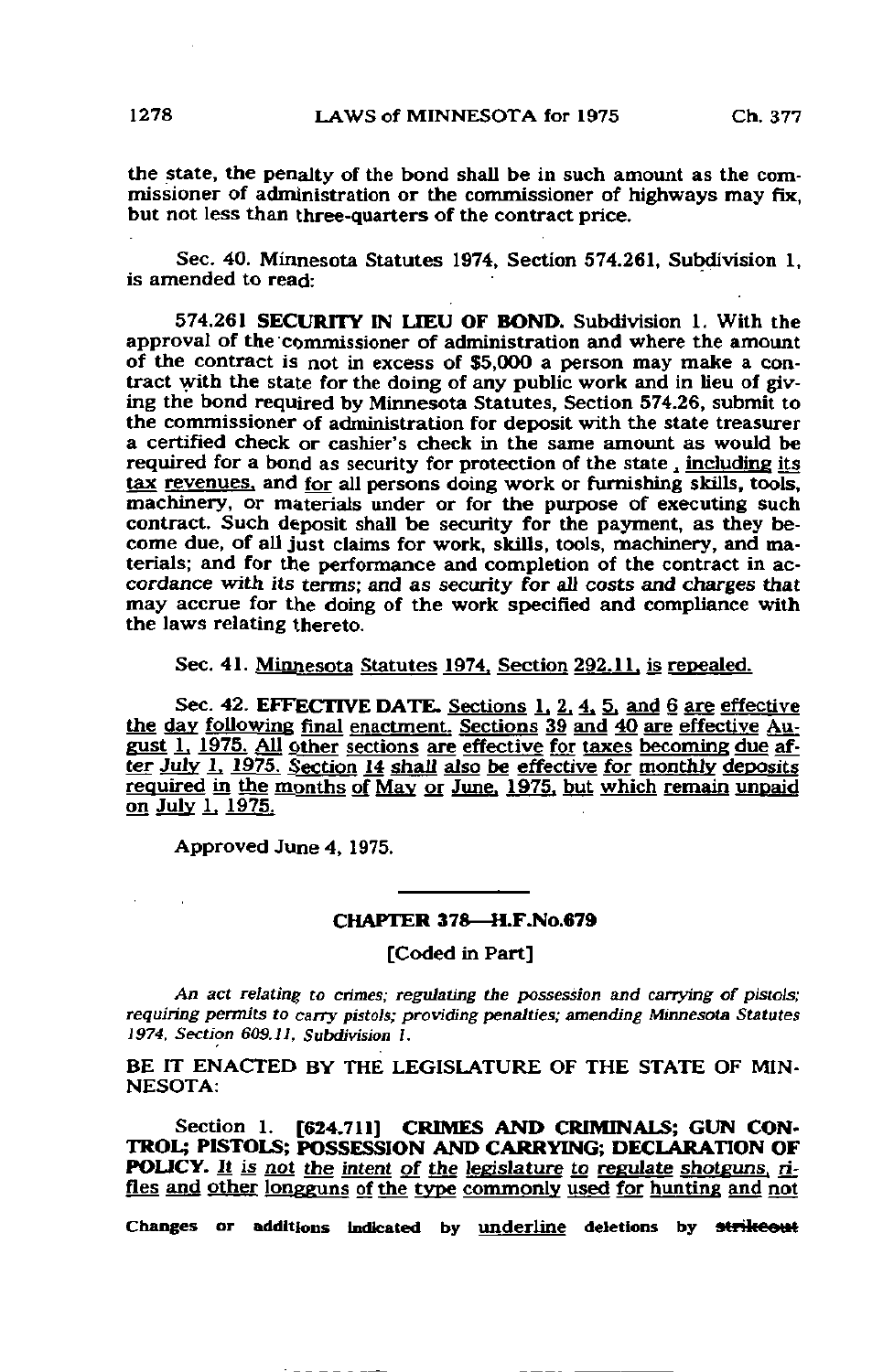the state, the penalty of the bond shall be in such amount as the commissioner of administration or the commissioner of highways may fix, but not less than three-quarters of the contract price.

Sec. 40. Minnesota Statutes 1974, Section 574.261, Subdivision 1, is amended to read:

574.261 **SECURITY IN LIEU OF BOND.** Subdivision 1. With the approval of the commissioner of administration and where the amount of the contract is not in excess of $5,000 a person may make a contract with the state for the doing of any public work and in lieu of giving the bond required by Minnesota Statutes, Section 574.26, submit to the commissioner of administration for deposit with the state treasurer a certified check or cashier's check in the same amount as would be required for a bond as security for protection of the state , including its tax revenues, and for all persons doing work or furnishing skills, tools, machinery, or materials under or for the purpose of executing such contract. Such deposit shall be security for the payment, as they become due, of all just claims for work, skills, tools, machinery, and materials; and for the performance and completion of the contract in accordance with its terms; and as security for all costs and charges that may accrue for the doing of the work specified and compliance with the laws relating thereto.

Sec. 41. Minnesota Statutes 1974, Section 292.11, is repealed.

Sec. 42. **EFFECTIVE DATE.** Sections 1, 2, 4, 5, and 6 are effective the day following final enactment. Sections 39 and 40 are effective August 1, 1975. All other sections are effective for taxes becoming due after July 1, 1975. Section 14 shall also be effective for monthly deposits required in the months of May or June, 1975, but which remain unpaid on July 1, 1975.

Approved June 4, 1975.

## CHAPTER 378—H.F.No.679

[Coded in Part]

*An act relating to crimes; regulating the possession and carrying of pistols; requiring permits to carry pistols; providing penalties; amending Minnesota Statutes 1974, Section 609.11, Subdivision 1.*

BE IT ENACTED BY THE LEGISLATURE OF THE STATE OF MINNESOTA:

Section 1. [624.711] **CRIMES AND CRIMINALS; GUN CONTROL; PISTOLS; POSSESSION AND CARRYING; DECLARATION OF POLICY.** *It is not the intent of the legislature to regulate shotguns, rifles and other longguns of the type commonly used for hunting and not*

Changes or additions indicated by underline deletions by ~~strikeout~~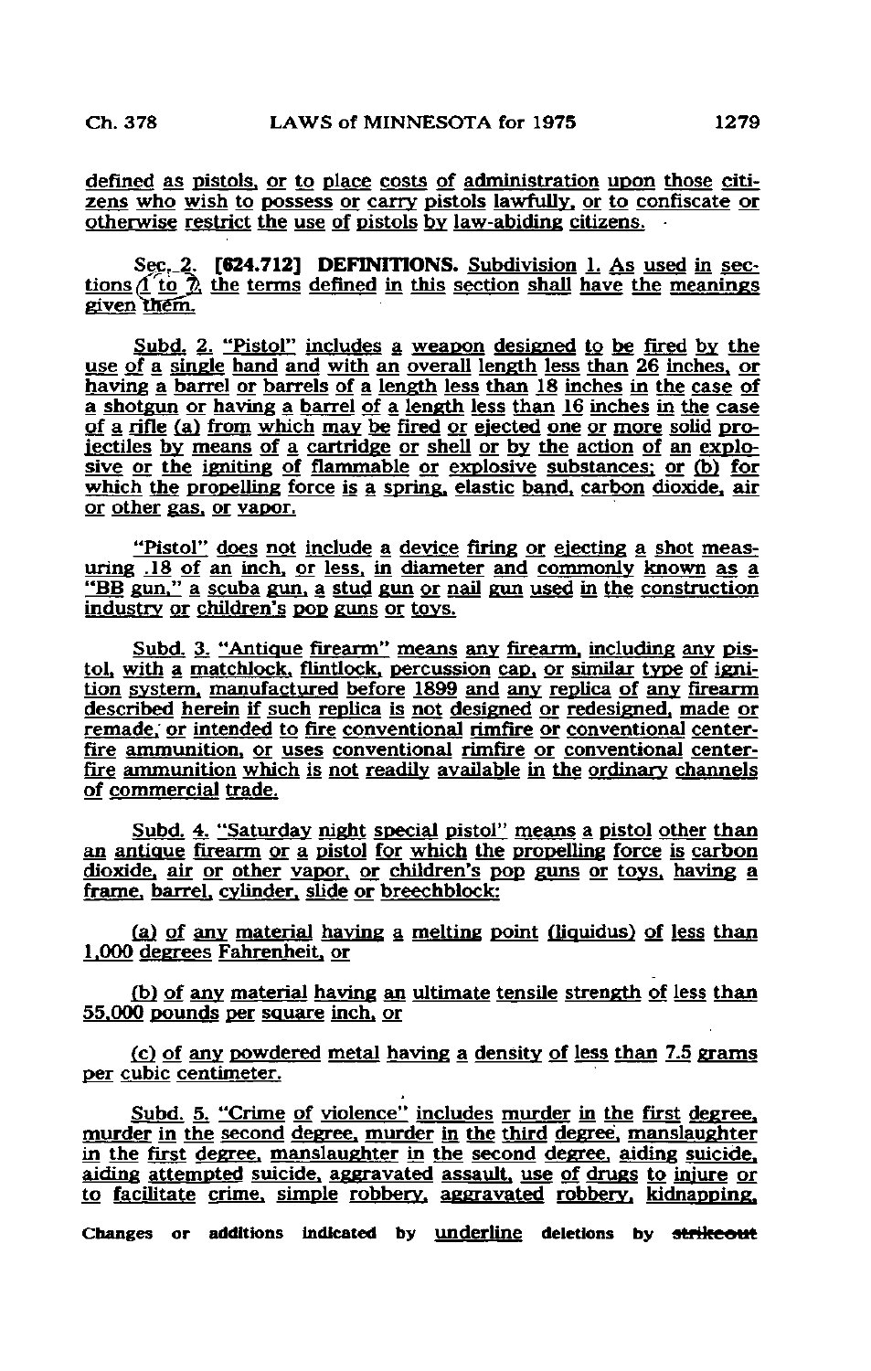defined as pistols, or to place costs of administration upon those citizens who wish to possess or carry pistols lawfully, or to confiscate or otherwise restrict the use of pistols by law-abiding citizens.

Sec. 2. [624.712] DEFINITIONS. Subdivision 1. As used in sections 1 to 7, the terms defined in this section shall have the meanings given them.

Subd. 2. "Pistol" includes a weapon designed to be fired by the use of a single hand and with an overall length less than 26 inches, or having a barrel or barrels of a length less than 18 inches in the case of a shotgun or having a barrel of a length less than 16 inches in the case of a rifle (a) from which may be fired or ejected one or more solid projectiles by means of a cartridge or shell or by the action of an explosive or the igniting of flammable or explosive substances; or (b) for which the propelling force is a spring, elastic band, carbon dioxide, air or other gas, or vapor.

"Pistol" does not include a device firing or ejecting a shot measuring .18 of an inch, or less, in diameter and commonly known as a "BB gun," a scuba gun, a stud gun or nail gun used in the construction industry or children's pop guns or toys.

Subd. 3. "Antique firearm" means any firearm, including any pistol, with a matchlock, flintlock, percussion cap, or similar type of ignition system, manufactured before 1899 and any replica of any firearm described herein if such replica is not designed or redesigned, made or remade, or intended to fire conventional rimfire or conventional centerfire ammunition, or uses conventional rimfire or conventional centerfire ammunition which is not readily available in the ordinary channels of commercial trade.

Subd. 4. "Saturday night special pistol" means a pistol other than an antique firearm or a pistol for which the propelling force is carbon dioxide, air or other vapor, or children's pop guns or toys, having a frame, barrel, cylinder, slide or breechblock:

(a) of any material having a melting point (liquidus) of less than 1,000 degrees Fahrenheit, or

(b) of any material having an ultimate tensile strength of less than 55,000 pounds per square inch, or

(c) of any powdered metal having a density of less than 7.5 grams per cubic centimeter.

Subd. 5. "Crime of violence" includes murder in the first degree, murder in the second degree, murder in the third degree, manslaughter in the first degree, manslaughter in the second degree, aiding suicide, aiding attempted suicide, aggravated assault, use of drugs to injure or to facilitate crime, simple robbery, aggravated robbery, kidnapping,

Changes or additions indicated by underline deletions by ~~strikeout~~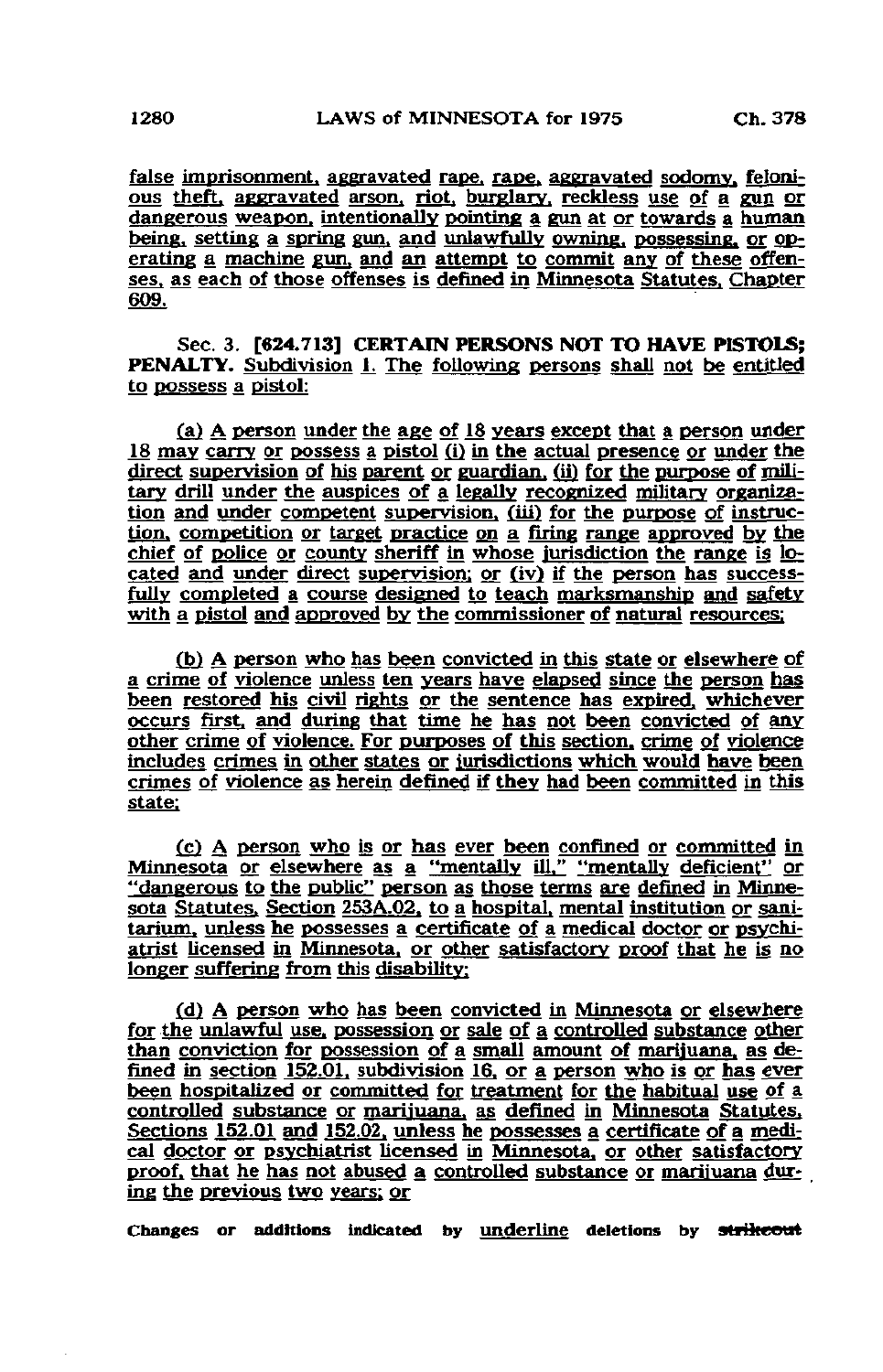false imprisonment, aggravated rape, rape, aggravated sodomy, felonious theft, aggravated arson, riot, burglary, reckless use of a gun or dangerous weapon, intentionally pointing a gun at or towards a human being, setting a spring gun, and unlawfully owning, possessing, or operating a machine gun, and an attempt to commit any of these offenses, as each of those offenses is defined in Minnesota Statutes, Chapter 609.

Sec. 3. **[624.713] CERTAIN PERSONS NOT TO HAVE PISTOLS; PENALTY.** Subdivision 1. The following persons shall not be entitled to possess a pistol:

(a) A person under the age of 18 years except that a person under 18 may carry or possess a pistol (i) in the actual presence or under the direct supervision of his parent or guardian, (ii) for the purpose of military drill under the auspices of a legally recognized military organization and under competent supervision, (iii) for the purpose of instruction, competition or target practice on a firing range approved by the chief of police or county sheriff in whose jurisdiction the range is located and under direct supervision; or (iv) if the person has successfully completed a course designed to teach marksmanship and safety with a pistol and approved by the commissioner of natural resources;

(b) A person who has been convicted in this state or elsewhere of a crime of violence unless ten years have elapsed since the person has been restored his civil rights or the sentence has expired, whichever occurs first, and during that time he has not been convicted of any other crime of violence. For purposes of this section, crime of violence includes crimes in other states or jurisdictions which would have been crimes of violence as herein defined if they had been committed in this state;

(c) A person who is or has ever been confined or committed in Minnesota or elsewhere as a "mentally ill," "mentally deficient" or "dangerous to the public" person as those terms are defined in Minnesota Statutes, Section 253A.02, to a hospital, mental institution or sanitarium, unless he possesses a certificate of a medical doctor or psychiatrist licensed in Minnesota, or other satisfactory proof that he is no longer suffering from this disability;

(d) A person who has been convicted in Minnesota or elsewhere for the unlawful use, possession or sale of a controlled substance other than conviction for possession of a small amount of marijuana, as defined in section 152.01, subdivision 16, or a person who is or has ever been hospitalized or committed for treatment for the habitual use of a controlled substance or marijuana, as defined in Minnesota Statutes, Sections 152.01 and 152.02, unless he possesses a certificate of a medical doctor or psychiatrist licensed in Minnesota, or other satisfactory proof, that he has not abused a controlled substance or marijuana during the previous two years; or

Changes or additions indicated by underline deletions by ~~strikeout~~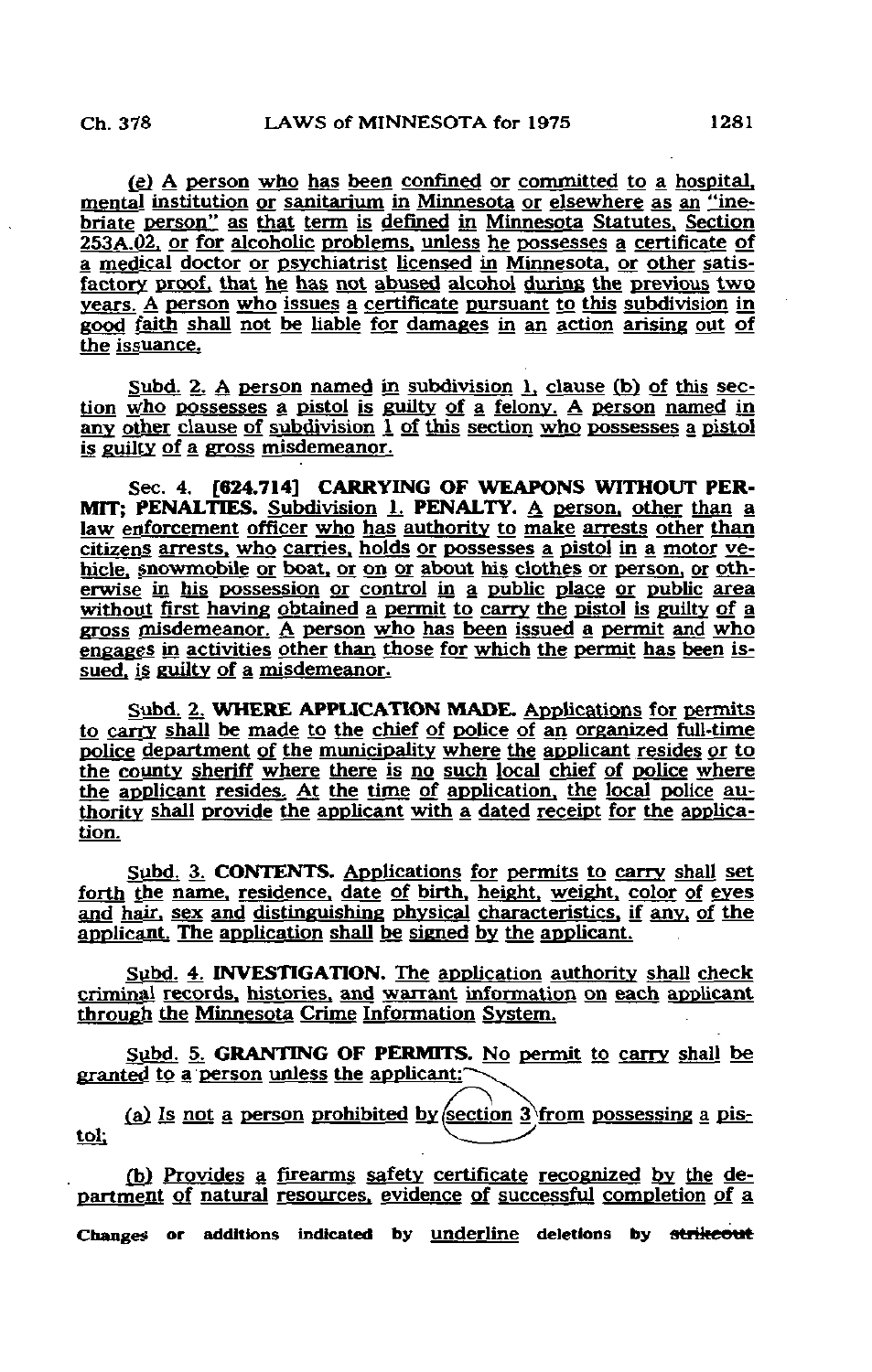(e) A person who has been confined or committed to a hospital, mental institution or sanitarium in Minnesota or elsewhere as an "inebriate person" as that term is defined in Minnesota Statutes, Section 253A.02, or for alcoholic problems, unless he possesses a certificate of a medical doctor or psychiatrist licensed in Minnesota, or other satisfactory proof, that he has not abused alcohol during the previous two years. A person who issues a certificate pursuant to this subdivision in good faith shall not be liable for damages in an action arising out of the issuance.

Subd. 2. A person named in subdivision 1, clause (b) of this section who possesses a pistol is guilty of a felony. A person named in any other clause of subdivision 1 of this section who possesses a pistol is guilty of a gross misdemeanor.

Sec. 4. [624.714] **CARRYING OF WEAPONS WITHOUT PERMIT; PENALTIES.** Subdivision 1. **PENALTY.** A person, other than a law enforcement officer who has authority to make arrests other than citizens arrests, who carries, holds or possesses a pistol in a motor vehicle, snowmobile or boat, or on or about his clothes or person, or otherwise in his possession or control in a public place or public area without first having obtained a permit to carry the pistol is guilty of a gross misdemeanor. A person who has been issued a permit and who engages in activities other than those for which the permit has been issued, is guilty of a misdemeanor.

Subd. 2. **WHERE APPLICATION MADE.** Applications for permits to carry shall be made to the chief of police of an organized full-time police department of the municipality where the applicant resides or to the county sheriff where there is no such local chief of police where the applicant resides. At the time of application, the local police authority shall provide the applicant with a dated receipt for the application.

Subd. 3. **CONTENTS.** Applications for permits to carry shall set forth the name, residence, date of birth, height, weight, color of eyes and hair, sex and distinguishing physical characteristics, if any, of the applicant. The application shall be signed by the applicant.

Subd. 4. **INVESTIGATION.** The application authority shall check criminal records, histories, and warrant information on each applicant through the Minnesota Crime Information System.

Subd. 5. **GRANTING OF PERMITS.** No permit to carry shall be granted to a person unless the applicant:

(a) Is not a person prohibited by section 3 from possessing a pistol;

(b) Provides a firearms safety certificate recognized by the department of natural resources, evidence of successful completion of a

Changes or additions indicated by underline deletions by ~~strikeout~~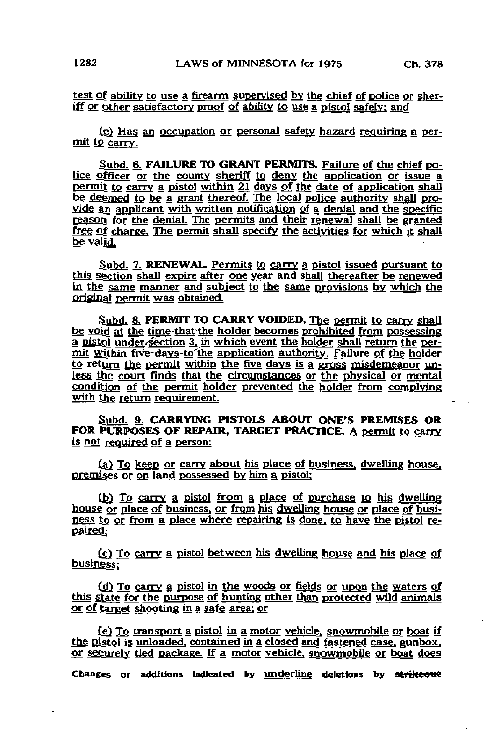test of ability to use a firearm supervised by the chief of police or sheriff or other satisfactory proof of ability to use a pistol safely; and

(c) Has an occupation or personal safety hazard requiring a permit to carry.

Subd. 6. **FAILURE TO GRANT PERMITS.** Failure of the chief police officer or the county sheriff to deny the application or issue a permit to carry a pistol within 21 days of the date of application shall be deemed to be a grant thereof. The local police authority shall provide an applicant with written notification of a denial and the specific reason for the denial. The permits and their renewal shall be granted free of charge. The permit shall specify the activities for which it shall be valid.

Subd. 7. **RENEWAL.** Permits to carry a pistol issued pursuant to this section shall expire after one year and shall thereafter be renewed in the same manner and subject to the same provisions by which the original permit was obtained.

Subd. 8. **PERMIT TO CARRY VOIDED.** The permit to carry shall be void at the time that the holder becomes prohibited from possessing a pistol under section 3, in which event the holder shall return the permit within five days to the application authority. Failure of the holder to return the permit within the five days is a gross misdemeanor unless the court finds that the circumstances or the physical or mental condition of the permit holder prevented the holder from complying with the return requirement.

Subd. 9. **CARRYING PISTOLS ABOUT ONE'S PREMISES OR FOR PURPOSES OF REPAIR, TARGET PRACTICE.** A permit to carry is not required of a person:

(a) To keep or carry about his place of business, dwelling house, premises or on land possessed by him a pistol;

(b) To carry a pistol from a place of purchase to his dwelling house or place of business, or from his dwelling house or place of business to or from a place where repairing is done, to have the pistol repaired;

(c) To carry a pistol between his dwelling house and his place of business;

(d) To carry a pistol in the woods or fields or upon the waters of this state for the purpose of hunting other than protected wild animals or of target shooting in a safe area; or

(e) To transport a pistol in a motor vehicle, snowmobile or boat if the pistol is unloaded, contained in a closed and fastened case, gunbox, or securely tied package. If a motor vehicle, snowmobile or boat does

Changes or additions indicated by underline deletions by ~~strikeout~~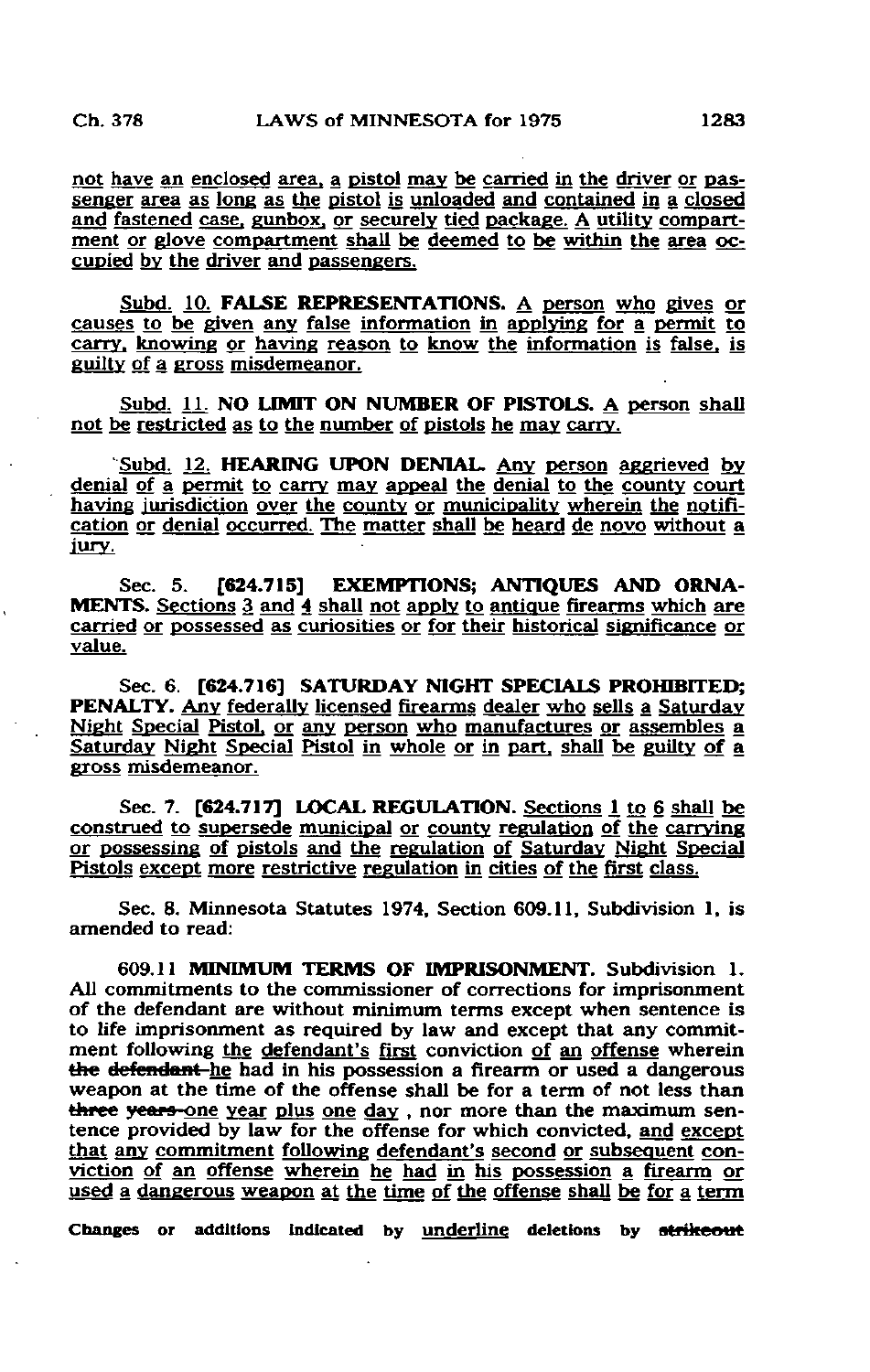not have an enclosed area, a pistol may be carried in the driver or passenger area as long as the pistol is unloaded and contained in a closed and fastened case, gunbox, or securely tied package. A utility compartment or glove compartment shall be deemed to be within the area occupied by the driver and passengers.

Subd. 10. **FALSE REPRESENTATIONS.** A person who gives or causes to be given any false information in applying for a permit to carry, knowing or having reason to know the information is false, is guilty of a gross misdemeanor.

Subd. 11. **NO LIMIT ON NUMBER OF PISTOLS.** A person shall not be restricted as to the number of pistols he may carry.

Subd. 12. **HEARING UPON DENIAL.** Any person aggrieved by denial of a permit to carry may appeal the denial to the county court having jurisdiction over the county or municipality wherein the notification or denial occurred. The matter shall be heard de novo without a jury.

Sec. 5. **[624.715] EXEMPTIONS; ANTIQUES AND ORNAMENTS.** Sections 3 and 4 shall not apply to antique firearms which are carried or possessed as curiosities or for their historical significance or value.

Sec. 6. **[624.716] SATURDAY NIGHT SPECIALS PROHIBITED; PENALTY.** Any federally licensed firearms dealer who sells a Saturday Night Special Pistol, or any person who manufactures or assembles a Saturday Night Special Pistol in whole or in part, shall be guilty of a gross misdemeanor.

Sec. 7. **[624.717] LOCAL REGULATION.** Sections 1 to 6 shall be construed to supersede municipal or county regulation of the carrying or possessing of pistols and the regulation of Saturday Night Special Pistols except more restrictive regulation in cities of the first class.

Sec. 8. Minnesota Statutes 1974, Section 609.11, Subdivision 1, is amended to read:

609.11 **MINIMUM TERMS OF IMPRISONMENT.** Subdivision 1. All commitments to the commissioner of corrections for imprisonment of the defendant are without minimum terms except when sentence is to life imprisonment as required by law and except that any commitment following the defendant's first conviction of an offense wherein ~~the defendant~~ he had in his possession a firearm or used a dangerous weapon at the time of the offense shall be for a term of not less than ~~three years~~ one year plus one day , nor more than the maximum sentence provided by law for the offense for which convicted, and except that any commitment following defendant's second or subsequent conviction of an offense wherein he had in his possession a firearm or used a dangerous weapon at the time of the offense shall be for a term

Changes or additions indicated by underline deletions by ~~strikeout~~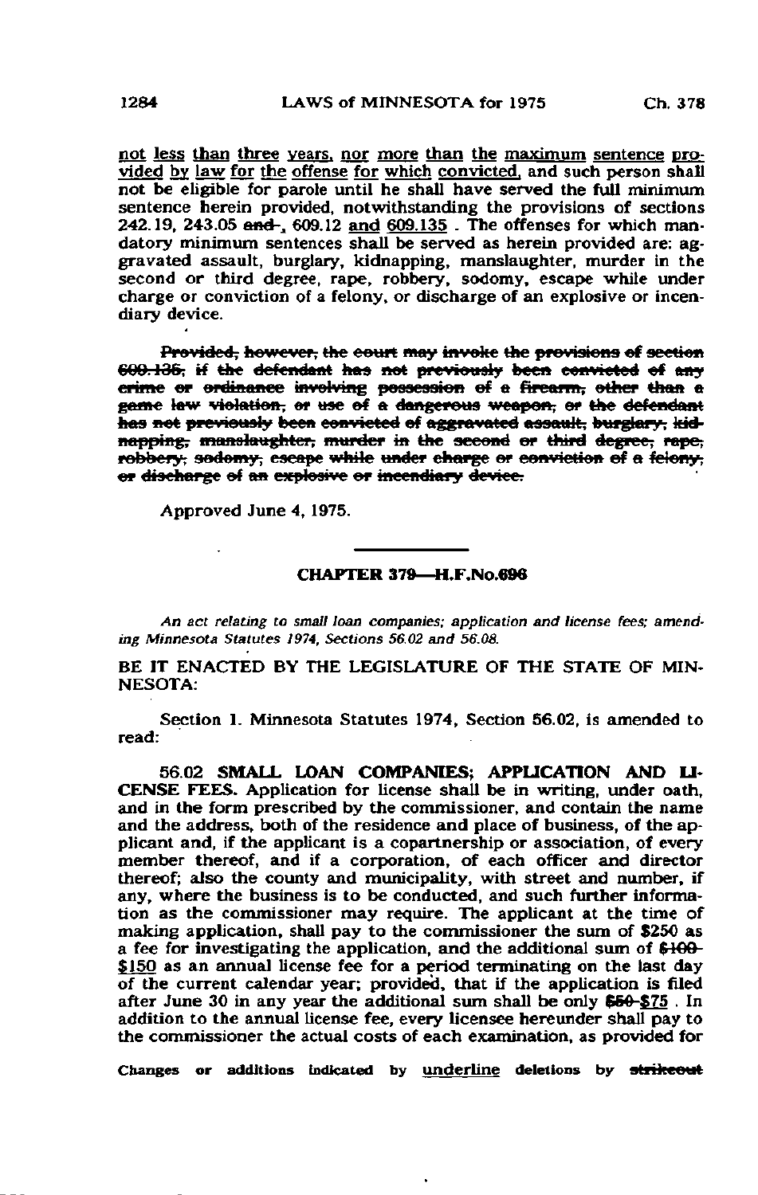not less than three years, nor more than the maximum sentence provided by law for the offense for which convicted, and such person shall not be eligible for parole until he shall have served the full minimum sentence herein provided, notwithstanding the provisions of sections 242.19, 243.05 ~~and~~, 609.12 and 609.135. The offenses for which mandatory minimum sentences shall be served as herein provided are: aggravated assault, burglary, kidnapping, manslaughter, murder in the second or third degree, rape, robbery, sodomy, escape while under charge or conviction of a felony, or discharge of an explosive or incendiary device.

~~Provided, however, the court may invoke the provisions of section 609.135, if the defendant has not previously been convicted of any crime or ordinance involving possession of a firearm, other than a game law violation, or use of a dangerous weapon, or the defendant has not previously been convicted of aggravated assault, burglary, kidnapping, manslaughter, murder in the second or third degree, rape, robbery, sodomy, escape while under charge or conviction of a felony, or discharge of an explosive or incendiary device.~~

Approved June 4, 1975.

## CHAPTER 379—H.F.No.696

*An act relating to small loan companies; application and license fees; amending Minnesota Statutes 1974, Sections 56.02 and 56.08.*

BE IT ENACTED BY THE LEGISLATURE OF THE STATE OF MINNESOTA:

Section 1. Minnesota Statutes 1974, Section 56.02, is amended to read:

56.02 **SMALL LOAN COMPANIES; APPLICATION AND LICENSE FEES.** Application for license shall be in writing, under oath, and in the form prescribed by the commissioner, and contain the name and the address, both of the residence and place of business, of the applicant and, if the applicant is a copartnership or association, of every member thereof, and if a corporation, of each officer and director thereof; also the county and municipality, with street and number, if any, where the business is to be conducted, and such further information as the commissioner may require. The applicant at the time of making application, shall pay to the commissioner the sum of $250 as a fee for investigating the application, and the additional sum of ~~$100~~ $150 as an annual license fee for a period terminating on the last day of the current calendar year; provided, that if the application is filed after June 30 in any year the additional sum shall be only ~~$50~~ $75. In addition to the annual license fee, every licensee hereunder shall pay to the commissioner the actual costs of each examination, as provided for

Changes or additions indicated by underline deletions by ~~strikeout~~